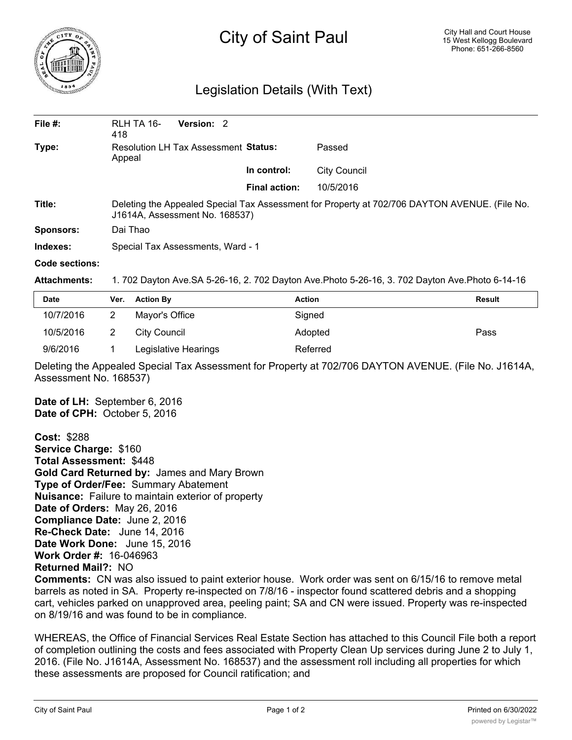# City of Saint Paul

City Hall and Court House
15 West Kellogg Boulevard
Phone: 651-266-8560

## Legislation Details (With Text)

| | | | |
|---|---|---|---|
| **File #:** | RLH TA 16-418 **Version:** 2 | | |
| **Type:** | Resolution LH Tax Assessment Appeal | **Status:** | Passed |
| | | **In control:** | City Council |
| | | **Final action:** | 10/5/2016 |
| **Title:** | Deleting the Appealed Special Tax Assessment for Property at 702/706 DAYTON AVENUE. (File No. J1614A, Assessment No. 168537) | | |
| **Sponsors:** | Dai Thao | | |
| **Indexes:** | Special Tax Assessments, Ward - 1 | | |
| **Code sections:** | | | |
| **Attachments:** | 1. 702 Dayton Ave.SA 5-26-16, 2. 702 Dayton Ave.Photo 5-26-16, 3. 702 Dayton Ave.Photo 6-14-16 | | |

| Date | Ver. | Action By | Action | Result |
|---|---|---|---|---|
| 10/7/2016 | 2 | Mayor's Office | Signed | |
| 10/5/2016 | 2 | City Council | Adopted | Pass |
| 9/6/2016 | 1 | Legislative Hearings | Referred | |

Deleting the Appealed Special Tax Assessment for Property at 702/706 DAYTON AVENUE. (File No. J1614A, Assessment No. 168537)

**Date of LH:** September 6, 2016
**Date of CPH:** October 5, 2016

**Cost:** $288
**Service Charge:** $160
**Total Assessment:** $448
**Gold Card Returned by:** James and Mary Brown
**Type of Order/Fee:** Summary Abatement
**Nuisance:** Failure to maintain exterior of property
**Date of Orders:** May 26, 2016
**Compliance Date:** June 2, 2016
**Re-Check Date:** June 14, 2016
**Date Work Done:** June 15, 2016
**Work Order #:** 16-046963
**Returned Mail?:** NO
**Comments:** CN was also issued to paint exterior house. Work order was sent on 6/15/16 to remove metal barrels as noted in SA. Property re-inspected on 7/8/16 - inspector found scattered debris and a shopping cart, vehicles parked on unapproved area, peeling paint; SA and CN were issued. Property was re-inspected on 8/19/16 and was found to be in compliance.

WHEREAS, the Office of Financial Services Real Estate Section has attached to this Council File both a report of completion outlining the costs and fees associated with Property Clean Up services during June 2 to July 1, 2016. (File No. J1614A, Assessment No. 168537) and the assessment roll including all properties for which these assessments are proposed for Council ratification; and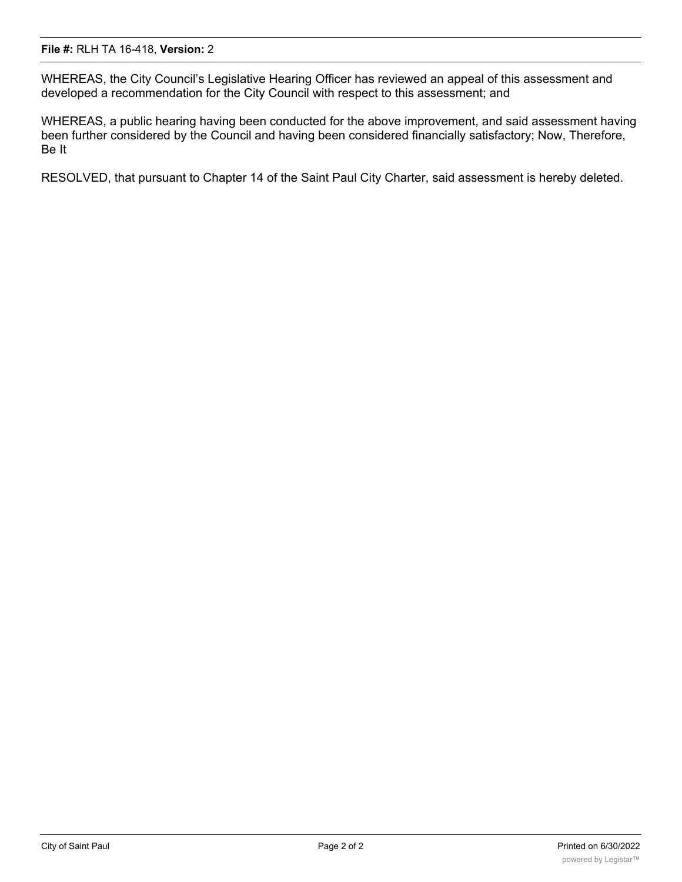WHEREAS, the City Council's Legislative Hearing Officer has reviewed an appeal of this assessment and developed a recommendation for the City Council with respect to this assessment; and

WHEREAS, a public hearing having been conducted for the above improvement, and said assessment having been further considered by the Council and having been considered financially satisfactory; Now, Therefore, Be It

RESOLVED, that pursuant to Chapter 14 of the Saint Paul City Charter, said assessment is hereby deleted.